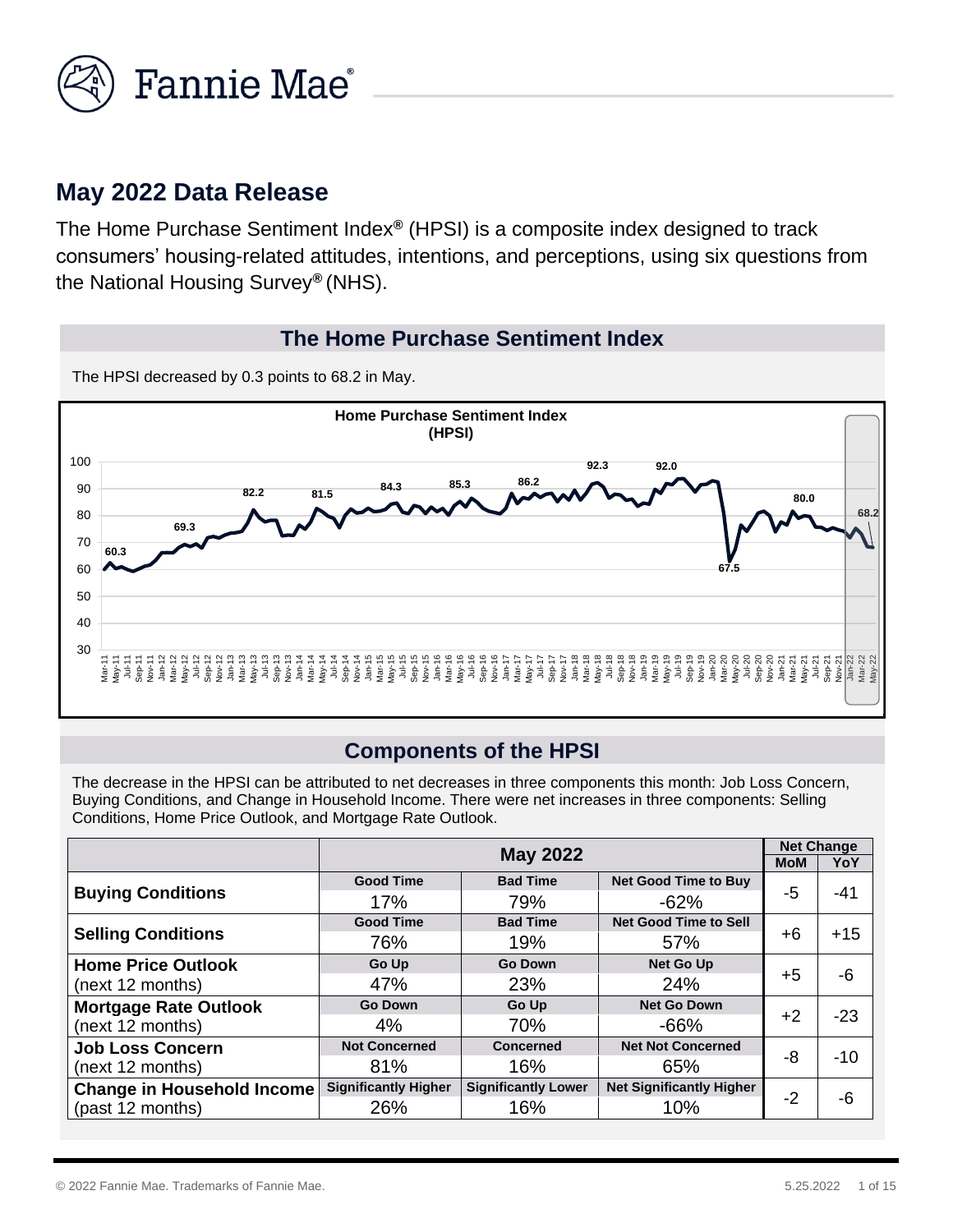Fannie Mae

# May 2022 Data Release

The Home Purchase Sentiment Index® (HPSI) is a composite index designed to track consumers' housing-related attitudes, intentions, and perceptions, using six questions from the National Housing Survey® (NHS).

## The Home Purchase Sentiment Index

The HPSI decreased by 0.3 points to 68.2 in May.

Home Purchase Sentiment Index (HPSI)

100
90
80
70
60
50
40
30

60.3
69.3
82.2
81.5
84.3
85.3
86.2
92.3
92.0
67.5
80.0
68.2

Mar-11, May-11, Jul-11, Sep-11, Nov-11, Jan-12, Mar-12, May-12, Jul-12, Sep-12, Nov-12, Jan-13, Mar-13, May-13, Jul-13, Sep-13, Nov-13, Jan-14, Mar-14, May-14, Jul-14, Sep-14, Nov-14, Jan-15, Mar-15, May-15, Jul-15, Sep-15, Nov-15, Jan-16, Mar-16, May-16, Jul-16, Sep-16, Nov-16, Jan-17, Mar-17, May-17, Jul-17, Sep-17, Nov-17, Jan-18, Mar-18, May-18, Jul-18, Sep-18, Nov-18, Jan-19, Mar-19, May-19, Jul-19, Sep-19, Nov-19, Jan-20, Mar-20, May-20, Jul-20, Sep-20, Nov-20, Jan-21, Mar-21, May-21, Jul-21, Sep-21, Nov-21, Jan-22, Mar-22, May-22

## Components of the HPSI

The decrease in the HPSI can be attributed to net decreases in three components this month: Job Loss Concern, Buying Conditions, and Change in Household Income. There were net increases in three components: Selling Conditions, Home Price Outlook, and Mortgage Rate Outlook.

| | May 2022 | | | Net Change | |
|---|---|---|---|---|---|
| | | | | MoM | YoY |
| **Buying Conditions** | **Good Time** 17% | **Bad Time** 79% | **Net Good Time to Buy** -62% | -5 | -41 |
| **Selling Conditions** | **Good Time** 76% | **Bad Time** 19% | **Net Good Time to Sell** 57% | +6 | +15 |
| **Home Price Outlook** (next 12 months) | **Go Up** 47% | **Go Down** 23% | **Net Go Up** 24% | +5 | -6 |
| **Mortgage Rate Outlook** (next 12 months) | **Go Down** 4% | **Go Up** 70% | **Net Go Down** -66% | +2 | -23 |
| **Job Loss Concern** (next 12 months) | **Not Concerned** 81% | **Concerned** 16% | **Net Not Concerned** 65% | -8 | -10 |
| **Change in Household Income** (past 12 months) | **Significantly Higher** 26% | **Significantly Lower** 16% | **Net Significantly Higher** 10% | -2 | -6 |

© 2022 Fannie Mae. Trademarks of Fannie Mae. 5.25.2022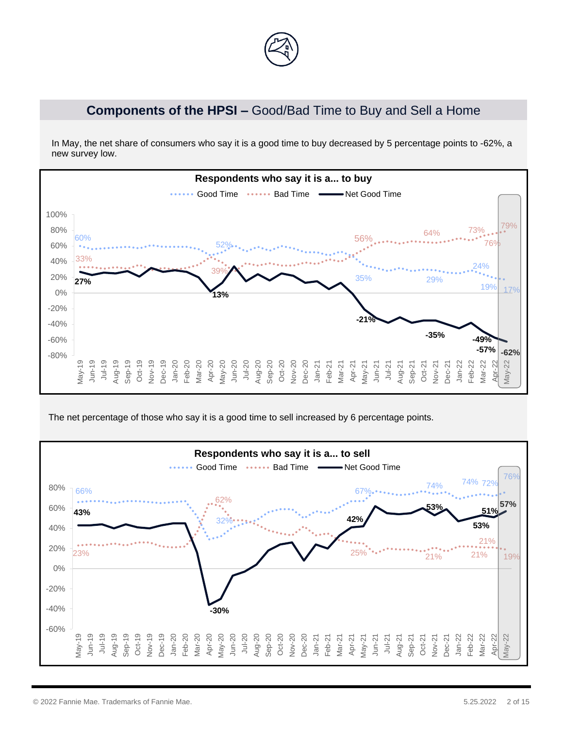## Components of the HPSI – Good/Bad Time to Buy and Sell a Home

In May, the net share of consumers who say it is a good time to buy decreased by 5 percentage points to -62%, a new survey low.

**Respondents who say it is a... to buy**

The net percentage of those who say it is a good time to sell increased by 6 percentage points.

**Respondents who say it is a... to sell**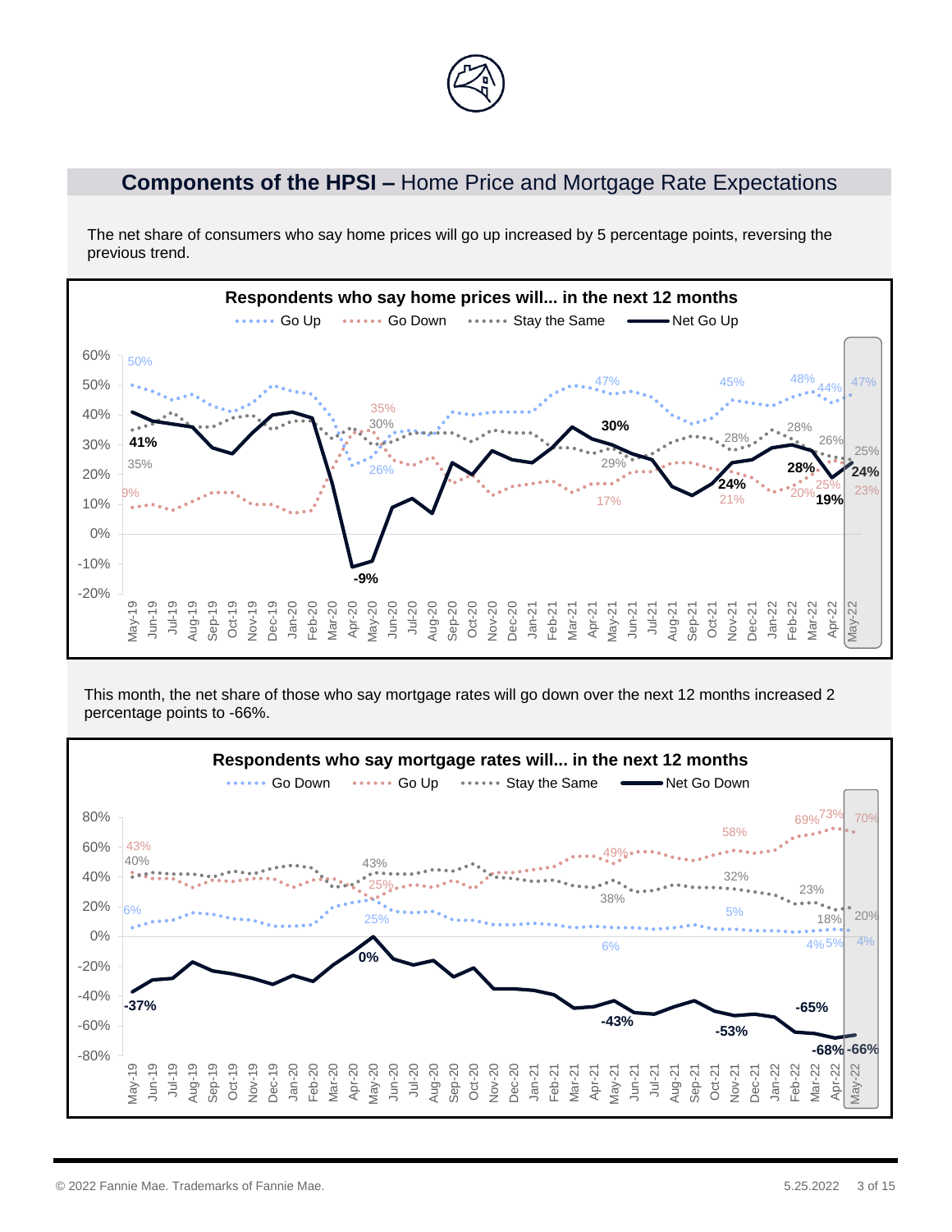## **Components of the HPSI –** Home Price and Mortgage Rate Expectations

The net share of consumers who say home prices will go up increased by 5 percentage points, reversing the previous trend.

**Respondents who say home prices will... in the next 12 months**

Go Up · Go Down · Stay the Same · Net Go Up

60% 50% 40% 30% 20% 10% 0% -10% -20%

50% 41% 35% 9% 35% 30% 26% -9% 47% 30% 29% 17% 45% 28% 24% 21% 48% 28% 20% 44% 26% 25% 19% 47% 25% 24% 23%

May-19 Jun-19 Jul-19 Aug-19 Sep-19 Oct-19 Nov-19 Dec-19 Jan-20 Feb-20 Mar-20 Apr-20 May-20 Jun-20 Jul-20 Aug-20 Sep-20 Oct-20 Nov-20 Dec-20 Jan-21 Feb-21 Mar-21 Apr-21 May-21 Jun-21 Jul-21 Aug-21 Sep-21 Oct-21 Nov-21 Dec-21 Jan-22 Feb-22 Mar-22 Apr-22 May-22

This month, the net share of those who say mortgage rates will go down over the next 12 months increased 2 percentage points to -66%.

**Respondents who say mortgage rates will... in the next 12 months**

Go Down · Go Up · Stay the Same · Net Go Down

80% 60% 40% 20% 0% -20% -40% -60% -80%

43% 40% 6% -37% 43% 25% 25% 0% 49% 38% 6% -43% 58% 32% 5% -53% 69% 73% 23% 18% 4% 5% -65% -68% 70% 20% 4% -66%

May-19 Jun-19 Jul-19 Aug-19 Sep-19 Oct-19 Nov-19 Dec-19 Jan-20 Feb-20 Mar-20 Apr-20 May-20 Jun-20 Jul-20 Aug-20 Sep-20 Oct-20 Nov-20 Dec-20 Jan-21 Feb-21 Mar-21 Apr-21 May-21 Jun-21 Jul-21 Aug-21 Sep-21 Oct-21 Nov-21 Dec-21 Jan-22 Feb-22 Mar-22 Apr-22 May-22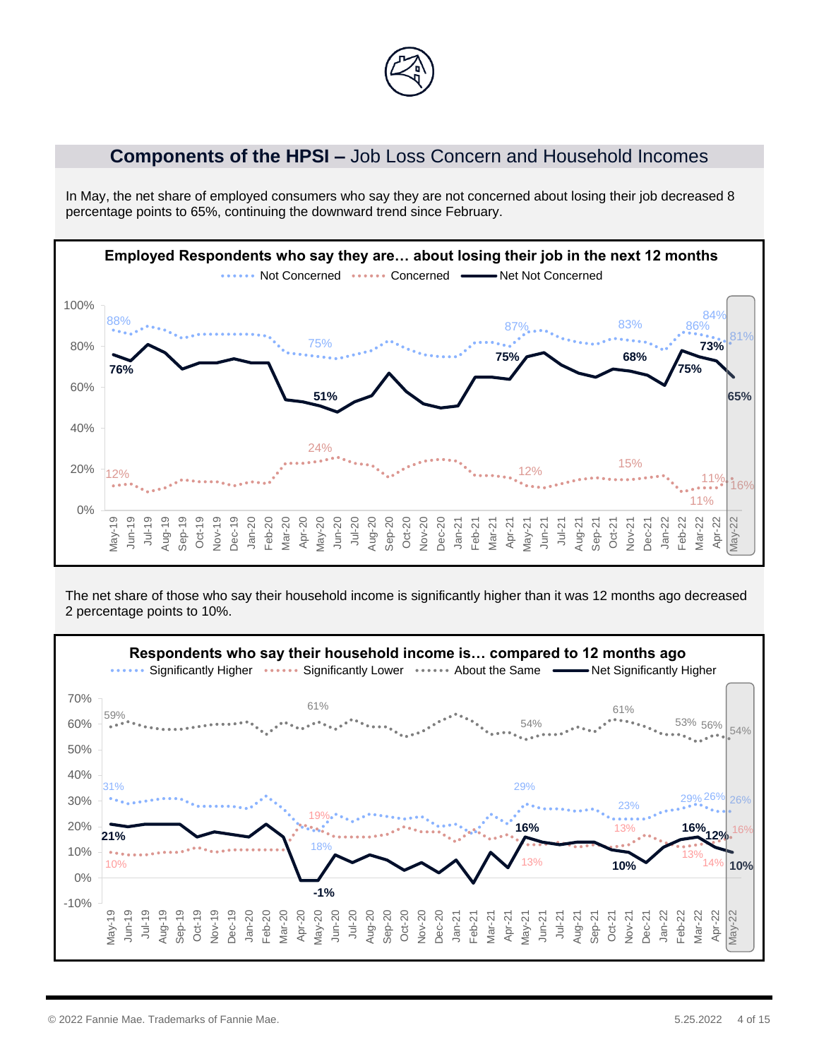## **Components of the HPSI –** Job Loss Concern and Household Incomes

In May, the net share of employed consumers who say they are not concerned about losing their job decreased 8 percentage points to 65%, continuing the downward trend since February.

**Employed Respondents who say they are… about losing their job in the next 12 months**

Not Concerned
Concerned
Net Not Concerned

100%
80%
60%
40%
20%
0%

88%
75%
87%
83%
84%
86%
81%
76%
51%
75%
68%
73%
75%
65%
24%
12%
12%
15%
11%
11%
16%

May-19 Jun-19 Jul-19 Aug-19 Sep-19 Oct-19 Nov-19 Dec-19 Jan-20 Feb-20 Mar-20 Apr-20 May-20 Jun-20 Jul-20 Aug-20 Sep-20 Oct-20 Nov-20 Dec-20 Jan-21 Feb-21 Mar-21 Apr-21 May-21 Jun-21 Jul-21 Aug-21 Sep-21 Oct-21 Nov-21 Dec-21 Jan-22 Feb-22 Mar-22 Apr-22 May-22

The net share of those who say their household income is significantly higher than it was 12 months ago decreased 2 percentage points to 10%.

**Respondents who say their household income is… compared to 12 months ago**

Significantly Higher
Significantly Lower
About the Same
Net Significantly Higher

70%
60%
50%
40%
30%
20%
10%
0%
-10%

59%
61%
54%
61%
53%
56%
54%
31%
29%
23%
29%
26%
26%
19%
18%
21%
16%
13%
13%
16%
12%
13%
14%
16%
10%
10%
-1%
10%

May-19 Jun-19 Jul-19 Aug-19 Sep-19 Oct-19 Nov-19 Dec-19 Jan-20 Feb-20 Mar-20 Apr-20 May-20 Jun-20 Jul-20 Aug-20 Sep-20 Oct-20 Nov-20 Dec-20 Jan-21 Feb-21 Mar-21 Apr-21 May-21 Jun-21 Jul-21 Aug-21 Sep-21 Oct-21 Nov-21 Dec-21 Jan-22 Feb-22 Mar-22 Apr-22 May-22

© 2022 Fannie Mae. Trademarks of Fannie Mae.
5.25.2022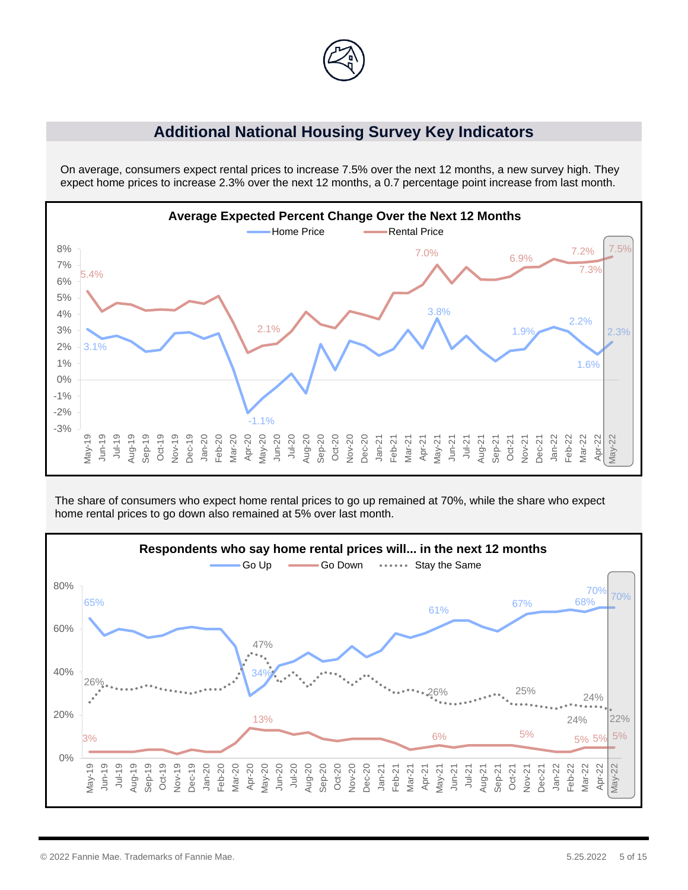## Additional National Housing Survey Key Indicators

On average, consumers expect rental prices to increase 7.5% over the next 12 months, a new survey high. They expect home prices to increase 2.3% over the next 12 months, a 0.7 percentage point increase from last month.

**Average Expected Percent Change Over the Next 12 Months**

Home Price
Rental Price

8%
7%
6%
5%
4%
3%
2%
1%
0%
-1%
-2%
-3%

5.4%
2.1%
7.0%
6.9%
7.2%
7.3%
7.5%
3.1%
-1.1%
3.8%
1.9%
2.2%
1.6%
2.3%

May-19, Jun-19, Jul-19, Aug-19, Sep-19, Oct-19, Nov-19, Dec-19, Jan-20, Feb-20, Mar-20, Apr-20, May-20, Jun-20, Jul-20, Aug-20, Sep-20, Oct-20, Nov-20, Dec-20, Jan-21, Feb-21, Mar-21, Apr-21, May-21, Jun-21, Jul-21, Aug-21, Sep-21, Oct-21, Nov-21, Dec-21, Jan-22, Feb-22, Mar-22, Apr-22, May-22

The share of consumers who expect home rental prices to go up remained at 70%, while the share who expect home rental prices to go down also remained at 5% over last month.

**Respondents who say home rental prices will... in the next 12 months**

Go Up
Go Down
Stay the Same

80%
60%
40%
20%
0%

65%
61%
67%
70%
68%
70%
26%
47%
34%
26%
25%
24%
24%
22%
3%
13%
6%
5%
5%
5%
5%

May-19, Jun-19, Jul-19, Aug-19, Sep-19, Oct-19, Nov-19, Dec-19, Jan-20, Feb-20, Mar-20, Apr-20, May-20, Jun-20, Jul-20, Aug-20, Sep-20, Oct-20, Nov-20, Dec-20, Jan-21, Feb-21, Mar-21, Apr-21, May-21, Jun-21, Jul-21, Aug-21, Sep-21, Oct-21, Nov-21, Dec-21, Jan-22, Feb-22, Mar-22, Apr-22, May-22

© 2022 Fannie Mae. Trademarks of Fannie Mae.

5.25.2022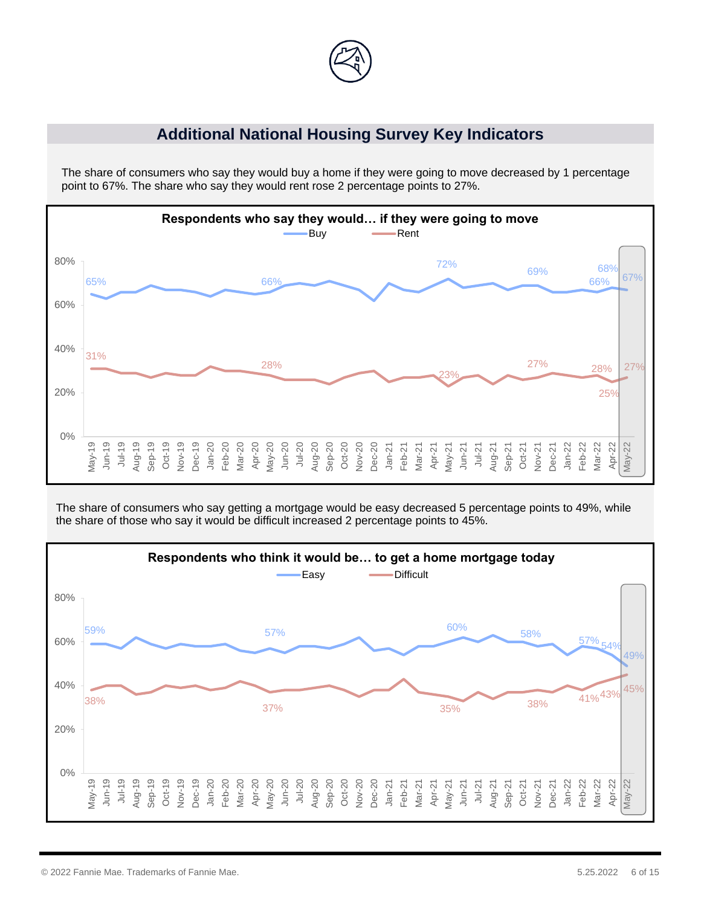## Additional National Housing Survey Key Indicators

The share of consumers who say they would buy a home if they were going to move decreased by 1 percentage point to 67%. The share who say they would rent rose 2 percentage points to 27%.

**Respondents who say they would… if they were going to move**

Buy
Rent

80%
60%
40%
20%
0%

65%
66%
72%
69%
68%
66%
67%
31%
28%
23%
27%
28%
25%
27%

May-19 Jun-19 Jul-19 Aug-19 Sep-19 Oct-19 Nov-19 Dec-19 Jan-20 Feb-20 Mar-20 Apr-20 May-20 Jun-20 Jul-20 Aug-20 Sep-20 Oct-20 Nov-20 Dec-20 Jan-21 Feb-21 Mar-21 Apr-21 May-21 Jun-21 Jul-21 Aug-21 Sep-21 Oct-21 Nov-21 Dec-21 Jan-22 Feb-22 Mar-22 Apr-22 May-22

The share of consumers who say getting a mortgage would be easy decreased 5 percentage points to 49%, while the share of those who say it would be difficult increased 2 percentage points to 45%.

**Respondents who think it would be… to get a home mortgage today**

Easy
Difficult

80%
60%
40%
20%
0%

59%
57%
60%
58%
57%
54%
49%
38%
37%
35%
38%
41%
43%
45%

May-19 Jun-19 Jul-19 Aug-19 Sep-19 Oct-19 Nov-19 Dec-19 Jan-20 Feb-20 Mar-20 Apr-20 May-20 Jun-20 Jul-20 Aug-20 Sep-20 Oct-20 Nov-20 Dec-20 Jan-21 Feb-21 Mar-21 Apr-21 May-21 Jun-21 Jul-21 Aug-21 Sep-21 Oct-21 Nov-21 Dec-21 Jan-22 Feb-22 Mar-22 Apr-22 May-22

© 2022 Fannie Mae. Trademarks of Fannie Mae.

5.25.2022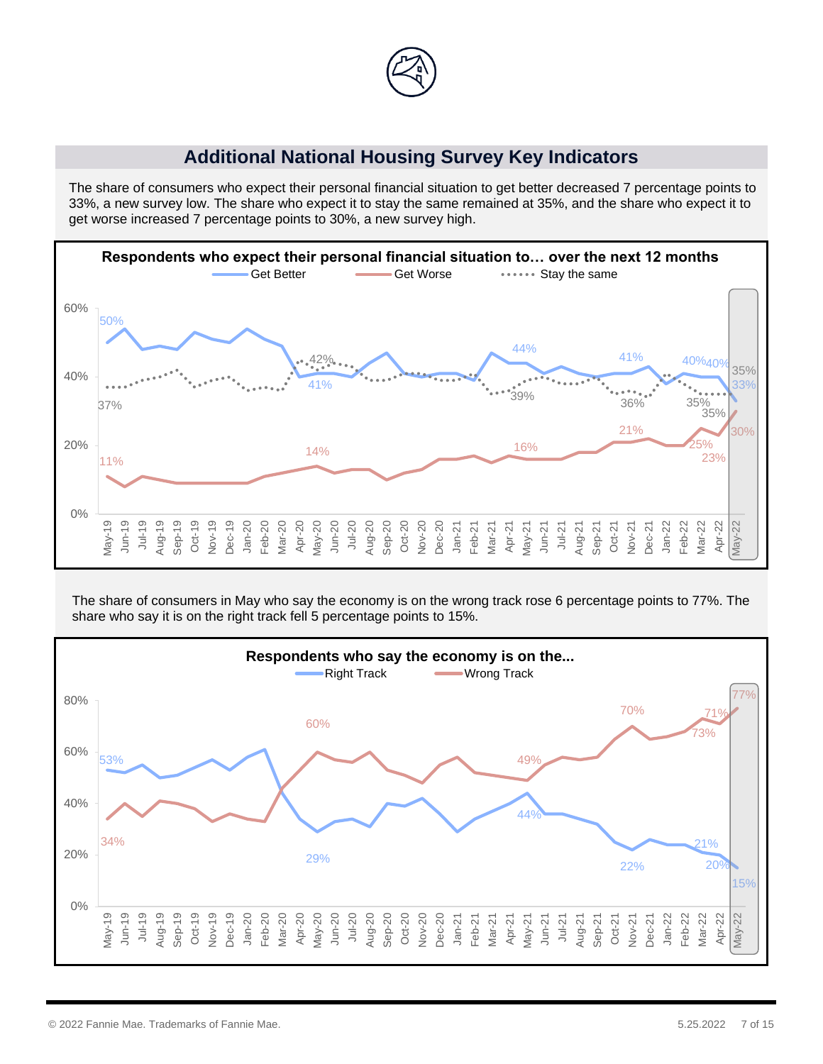## Additional National Housing Survey Key Indicators

The share of consumers who expect their personal financial situation to get better decreased 7 percentage points to 33%, a new survey low. The share who expect it to stay the same remained at 35%, and the share who expect it to get worse increased 7 percentage points to 30%, a new survey high.

**Respondents who expect their personal financial situation to… over the next 12 months**

Get Better | Get Worse | Stay the same

60%
40%
20%
0%

50%
37%
11%
42%
41%
14%
44%
39%
16%
41%
36%
21%
40%
40%
35%
35%
25%
23%
35%
33%
30%

May-19, Jun-19, Jul-19, Aug-19, Sep-19, Oct-19, Nov-19, Dec-19, Jan-20, Feb-20, Mar-20, Apr-20, May-20, Jun-20, Jul-20, Aug-20, Sep-20, Oct-20, Nov-20, Dec-20, Jan-21, Feb-21, Mar-21, Apr-21, May-21, Jun-21, Jul-21, Aug-21, Sep-21, Oct-21, Nov-21, Dec-21, Jan-22, Feb-22, Mar-22, Apr-22, May-22

The share of consumers in May who say the economy is on the wrong track rose 6 percentage points to 77%. The share who say it is on the right track fell 5 percentage points to 15%.

**Respondents who say the economy is on the...**

Right Track | Wrong Track

80%
60%
40%
20%
0%

53%
34%
60%
29%
49%
44%
70%
22%
71%
73%
21%
20%
77%
15%

May-19, Jun-19, Jul-19, Aug-19, Sep-19, Oct-19, Nov-19, Dec-19, Jan-20, Feb-20, Mar-20, Apr-20, May-20, Jun-20, Jul-20, Aug-20, Sep-20, Oct-20, Nov-20, Dec-20, Jan-21, Feb-21, Mar-21, Apr-21, May-21, Jun-21, Jul-21, Aug-21, Sep-21, Oct-21, Nov-21, Dec-21, Jan-22, Feb-22, Mar-22, Apr-22, May-22

© 2022 Fannie Mae. Trademarks of Fannie Mae. 5.25.2022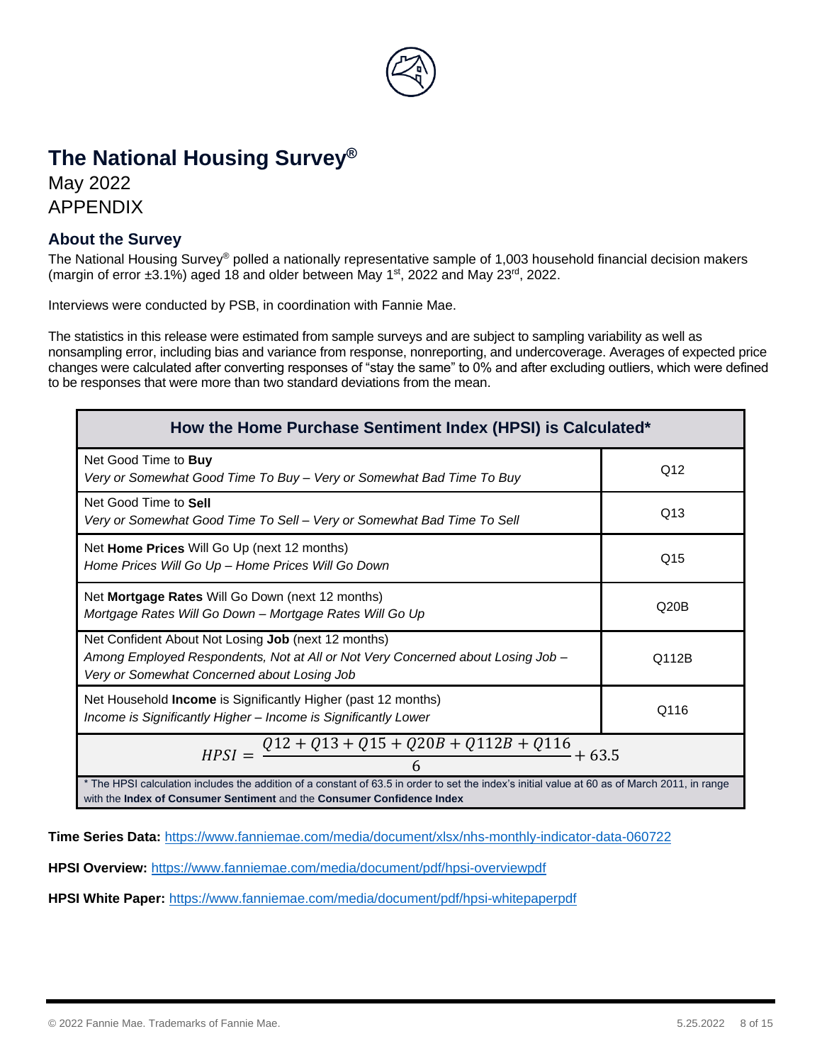# The National Housing Survey®

May 2022

APPENDIX

## About the Survey

The National Housing Survey® polled a nationally representative sample of 1,003 household financial decision makers (margin of error ±3.1%) aged 18 and older between May 1st, 2022 and May 23rd, 2022.

Interviews were conducted by PSB, in coordination with Fannie Mae.

The statistics in this release were estimated from sample surveys and are subject to sampling variability as well as nonsampling error, including bias and variance from response, nonreporting, and undercoverage. Averages of expected price changes were calculated after converting responses of "stay the same" to 0% and after excluding outliers, which were defined to be responses that were more than two standard deviations from the mean.

| How the Home Purchase Sentiment Index (HPSI) is Calculated* | |
|---|---|
| Net Good Time to **Buy**<br>*Very or Somewhat Good Time To Buy – Very or Somewhat Bad Time To Buy* | Q12 |
| Net Good Time to **Sell**<br>*Very or Somewhat Good Time To Sell – Very or Somewhat Bad Time To Sell* | Q13 |
| Net **Home Prices** Will Go Up (next 12 months)<br>*Home Prices Will Go Up – Home Prices Will Go Down* | Q15 |
| Net **Mortgage Rates** Will Go Down (next 12 months)<br>*Mortgage Rates Will Go Down – Mortgage Rates Will Go Up* | Q20B |
| Net Confident About Not Losing **Job** (next 12 months)<br>*Among Employed Respondents, Not at All or Not Very Concerned about Losing Job – Very or Somewhat Concerned about Losing Job* | Q112B |
| Net Household **Income** is Significantly Higher (past 12 months)<br>*Income is Significantly Higher – Income is Significantly Lower* | Q116 |

$$HPSI = \frac{Q12 + Q13 + Q15 + Q20B + Q112B + Q116}{6} + 63.5$$

* The HPSI calculation includes the addition of a constant of 63.5 in order to set the index's initial value at 60 as of March 2011, in range with the **Index of Consumer Sentiment** and the **Consumer Confidence Index**

**Time Series Data:** https://www.fanniemae.com/media/document/xlsx/nhs-monthly-indicator-data-060722

**HPSI Overview:** https://www.fanniemae.com/media/document/pdf/hpsi-overviewpdf

**HPSI White Paper:** https://www.fanniemae.com/media/document/pdf/hpsi-whitepaperpdf

© 2022 Fannie Mae. Trademarks of Fannie Mae.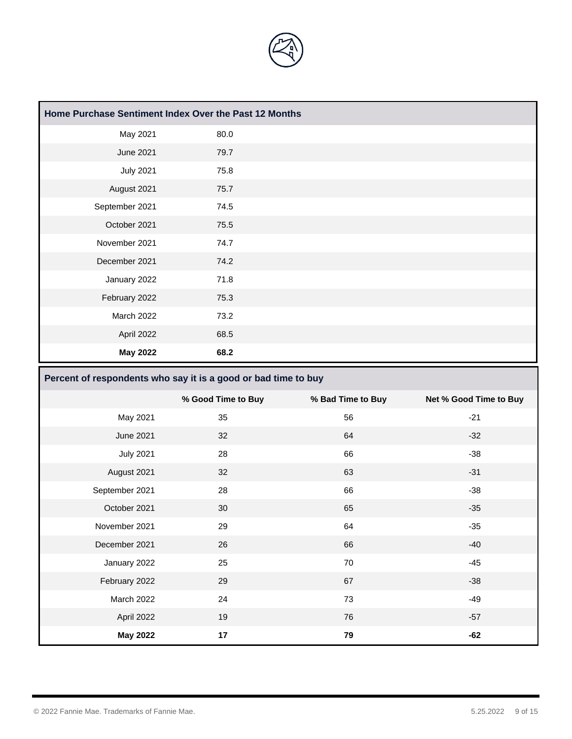| Home Purchase Sentiment Index Over the Past 12 Months | |
|---|---|
| May 2021 | 80.0 |
| June 2021 | 79.7 |
| July 2021 | 75.8 |
| August 2021 | 75.7 |
| September 2021 | 74.5 |
| October 2021 | 75.5 |
| November 2021 | 74.7 |
| December 2021 | 74.2 |
| January 2022 | 71.8 |
| February 2022 | 75.3 |
| March 2022 | 73.2 |
| April 2022 | 68.5 |
| **May 2022** | **68.2** |

**Percent of respondents who say it is a good or bad time to buy**

| | % Good Time to Buy | % Bad Time to Buy | Net % Good Time to Buy |
|---|---|---|---|
| May 2021 | 35 | 56 | -21 |
| June 2021 | 32 | 64 | -32 |
| July 2021 | 28 | 66 | -38 |
| August 2021 | 32 | 63 | -31 |
| September 2021 | 28 | 66 | -38 |
| October 2021 | 30 | 65 | -35 |
| November 2021 | 29 | 64 | -35 |
| December 2021 | 26 | 66 | -40 |
| January 2022 | 25 | 70 | -45 |
| February 2022 | 29 | 67 | -38 |
| March 2022 | 24 | 73 | -49 |
| April 2022 | 19 | 76 | -57 |
| **May 2022** | **17** | **79** | **-62** |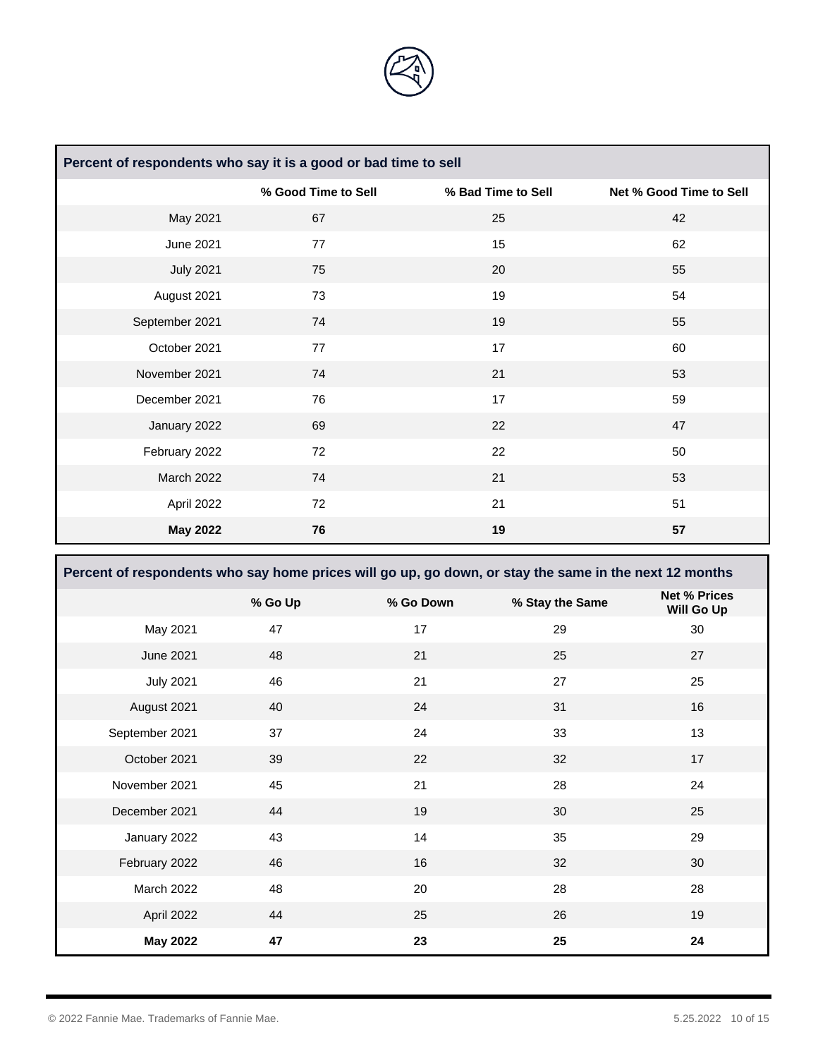| Percent of respondents who say it is a good or bad time to sell | | | |
|---|---|---|---|
| | % Good Time to Sell | % Bad Time to Sell | Net % Good Time to Sell |
| May 2021 | 67 | 25 | 42 |
| June 2021 | 77 | 15 | 62 |
| July 2021 | 75 | 20 | 55 |
| August 2021 | 73 | 19 | 54 |
| September 2021 | 74 | 19 | 55 |
| October 2021 | 77 | 17 | 60 |
| November 2021 | 74 | 21 | 53 |
| December 2021 | 76 | 17 | 59 |
| January 2022 | 69 | 22 | 47 |
| February 2022 | 72 | 22 | 50 |
| March 2022 | 74 | 21 | 53 |
| April 2022 | 72 | 21 | 51 |
| **May 2022** | **76** | **19** | **57** |

| Percent of respondents who say home prices will go up, go down, or stay the same in the next 12 months | | | | |
|---|---|---|---|---|
| | % Go Up | % Go Down | % Stay the Same | Net % Prices Will Go Up |
| May 2021 | 47 | 17 | 29 | 30 |
| June 2021 | 48 | 21 | 25 | 27 |
| July 2021 | 46 | 21 | 27 | 25 |
| August 2021 | 40 | 24 | 31 | 16 |
| September 2021 | 37 | 24 | 33 | 13 |
| October 2021 | 39 | 22 | 32 | 17 |
| November 2021 | 45 | 21 | 28 | 24 |
| December 2021 | 44 | 19 | 30 | 25 |
| January 2022 | 43 | 14 | 35 | 29 |
| February 2022 | 46 | 16 | 32 | 30 |
| March 2022 | 48 | 20 | 28 | 28 |
| April 2022 | 44 | 25 | 26 | 19 |
| **May 2022** | **47** | **23** | **25** | **24** |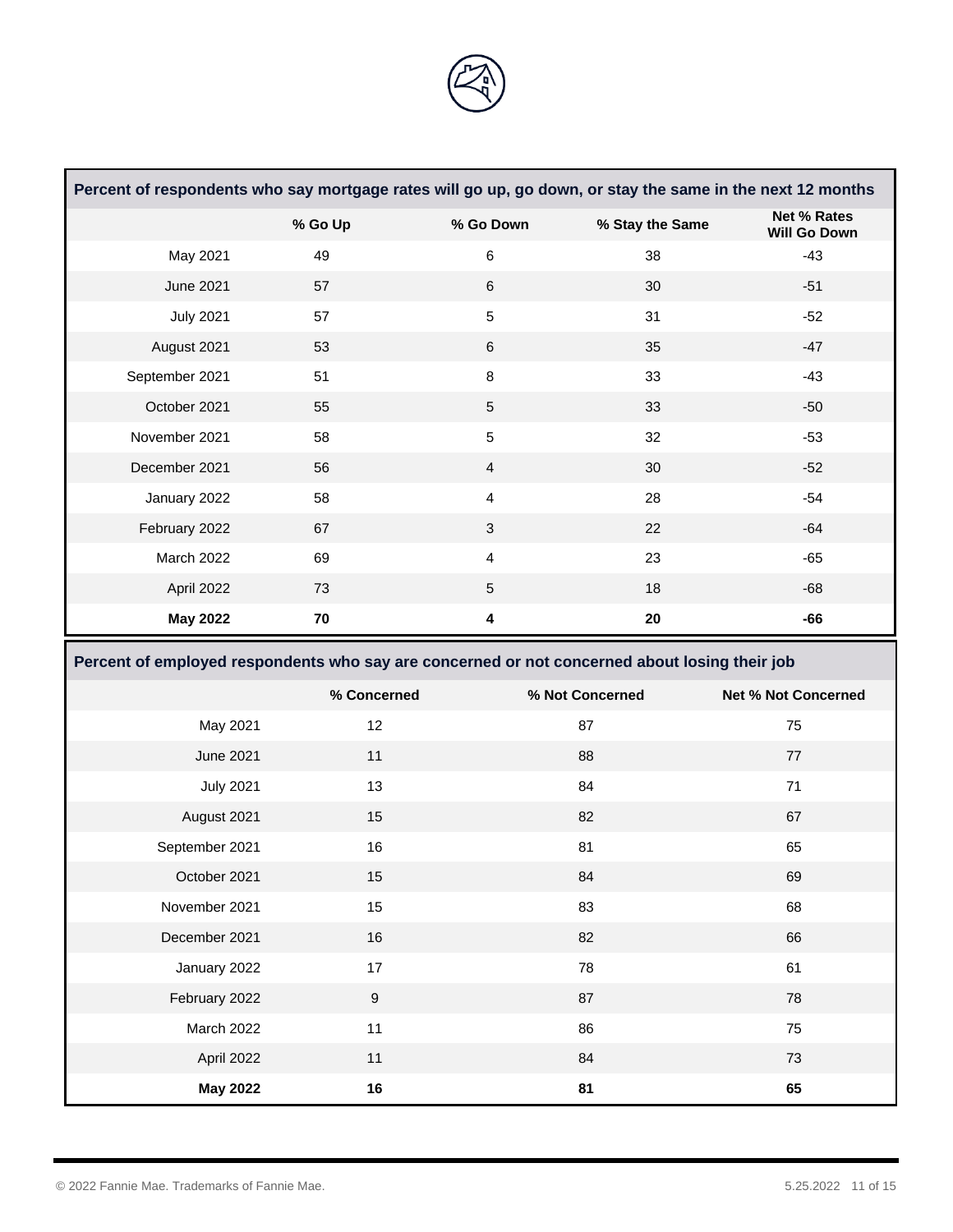| Percent of respondents who say mortgage rates will go up, go down, or stay the same in the next 12 months | | | | |
|---|---|---|---|---|
| | % Go Up | % Go Down | % Stay the Same | Net % Rates Will Go Down |
| May 2021 | 49 | 6 | 38 | -43 |
| June 2021 | 57 | 6 | 30 | -51 |
| July 2021 | 57 | 5 | 31 | -52 |
| August 2021 | 53 | 6 | 35 | -47 |
| September 2021 | 51 | 8 | 33 | -43 |
| October 2021 | 55 | 5 | 33 | -50 |
| November 2021 | 58 | 5 | 32 | -53 |
| December 2021 | 56 | 4 | 30 | -52 |
| January 2022 | 58 | 4 | 28 | -54 |
| February 2022 | 67 | 3 | 22 | -64 |
| March 2022 | 69 | 4 | 23 | -65 |
| April 2022 | 73 | 5 | 18 | -68 |
| **May 2022** | **70** | **4** | **20** | **-66** |

| Percent of employed respondents who say are concerned or not concerned about losing their job | | | |
|---|---|---|---|
| | % Concerned | % Not Concerned | Net % Not Concerned |
| May 2021 | 12 | 87 | 75 |
| June 2021 | 11 | 88 | 77 |
| July 2021 | 13 | 84 | 71 |
| August 2021 | 15 | 82 | 67 |
| September 2021 | 16 | 81 | 65 |
| October 2021 | 15 | 84 | 69 |
| November 2021 | 15 | 83 | 68 |
| December 2021 | 16 | 82 | 66 |
| January 2022 | 17 | 78 | 61 |
| February 2022 | 9 | 87 | 78 |
| March 2022 | 11 | 86 | 75 |
| April 2022 | 11 | 84 | 73 |
| **May 2022** | **16** | **81** | **65** |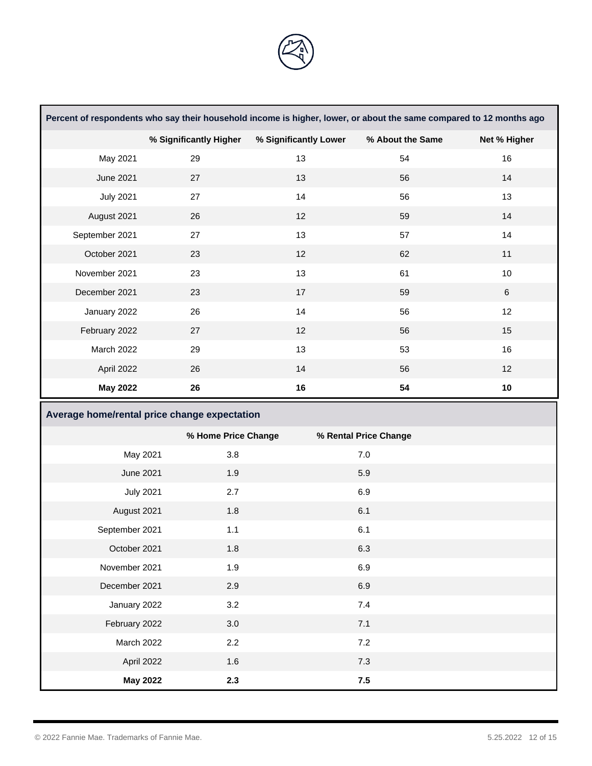| Percent of respondents who say their household income is higher, lower, or about the same compared to 12 months ago | | | | |
|---|---|---|---|---|
| | % Significantly Higher | % Significantly Lower | % About the Same | Net % Higher |
| May 2021 | 29 | 13 | 54 | 16 |
| June 2021 | 27 | 13 | 56 | 14 |
| July 2021 | 27 | 14 | 56 | 13 |
| August 2021 | 26 | 12 | 59 | 14 |
| September 2021 | 27 | 13 | 57 | 14 |
| October 2021 | 23 | 12 | 62 | 11 |
| November 2021 | 23 | 13 | 61 | 10 |
| December 2021 | 23 | 17 | 59 | 6 |
| January 2022 | 26 | 14 | 56 | 12 |
| February 2022 | 27 | 12 | 56 | 15 |
| March 2022 | 29 | 13 | 53 | 16 |
| April 2022 | 26 | 14 | 56 | 12 |
| **May 2022** | **26** | **16** | **54** | **10** |

| Average home/rental price change expectation | | |
|---|---|---|
| | % Home Price Change | % Rental Price Change |
| May 2021 | 3.8 | 7.0 |
| June 2021 | 1.9 | 5.9 |
| July 2021 | 2.7 | 6.9 |
| August 2021 | 1.8 | 6.1 |
| September 2021 | 1.1 | 6.1 |
| October 2021 | 1.8 | 6.3 |
| November 2021 | 1.9 | 6.9 |
| December 2021 | 2.9 | 6.9 |
| January 2022 | 3.2 | 7.4 |
| February 2022 | 3.0 | 7.1 |
| March 2022 | 2.2 | 7.2 |
| April 2022 | 1.6 | 7.3 |
| **May 2022** | **2.3** | **7.5** |

© 2022 Fannie Mae. Trademarks of Fannie Mae.

5.25.2022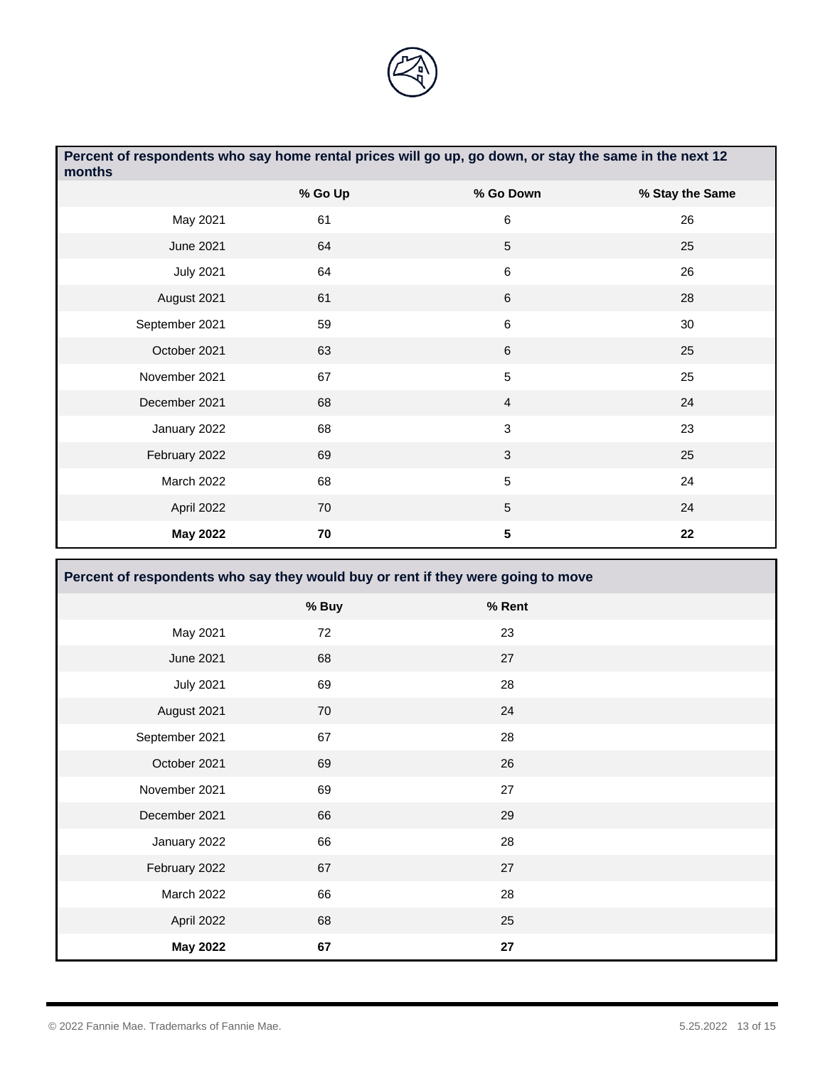| Percent of respondents who say home rental prices will go up, go down, or stay the same in the next 12 months | | | |
|---|---|---|---|
| | % Go Up | % Go Down | % Stay the Same |
| May 2021 | 61 | 6 | 26 |
| June 2021 | 64 | 5 | 25 |
| July 2021 | 64 | 6 | 26 |
| August 2021 | 61 | 6 | 28 |
| September 2021 | 59 | 6 | 30 |
| October 2021 | 63 | 6 | 25 |
| November 2021 | 67 | 5 | 25 |
| December 2021 | 68 | 4 | 24 |
| January 2022 | 68 | 3 | 23 |
| February 2022 | 69 | 3 | 25 |
| March 2022 | 68 | 5 | 24 |
| April 2022 | 70 | 5 | 24 |
| **May 2022** | **70** | **5** | **22** |

| Percent of respondents who say they would buy or rent if they were going to move | | |
|---|---|---|
| | % Buy | % Rent |
| May 2021 | 72 | 23 |
| June 2021 | 68 | 27 |
| July 2021 | 69 | 28 |
| August 2021 | 70 | 24 |
| September 2021 | 67 | 28 |
| October 2021 | 69 | 26 |
| November 2021 | 69 | 27 |
| December 2021 | 66 | 29 |
| January 2022 | 66 | 28 |
| February 2022 | 67 | 27 |
| March 2022 | 66 | 28 |
| April 2022 | 68 | 25 |
| **May 2022** | **67** | **27** |

© 2022 Fannie Mae. Trademarks of Fannie Mae.

5.25.2022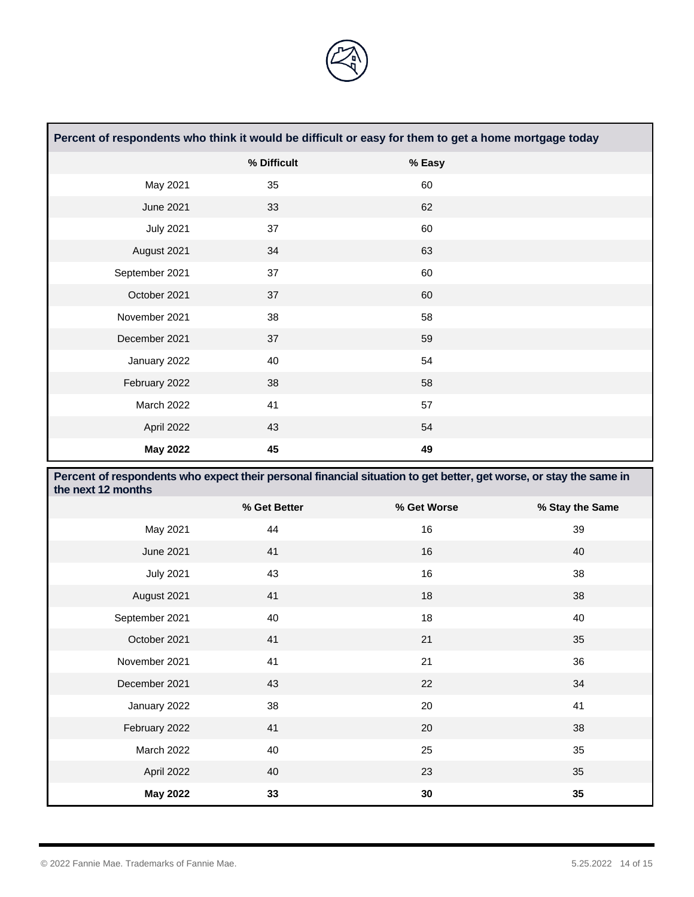| Percent of respondents who think it would be difficult or easy for them to get a home mortgage today | | |
|---|---|---|
| | **% Difficult** | **% Easy** |
| May 2021 | 35 | 60 |
| June 2021 | 33 | 62 |
| July 2021 | 37 | 60 |
| August 2021 | 34 | 63 |
| September 2021 | 37 | 60 |
| October 2021 | 37 | 60 |
| November 2021 | 38 | 58 |
| December 2021 | 37 | 59 |
| January 2022 | 40 | 54 |
| February 2022 | 38 | 58 |
| March 2022 | 41 | 57 |
| April 2022 | 43 | 54 |
| **May 2022** | **45** | **49** |

| Percent of respondents who expect their personal financial situation to get better, get worse, or stay the same in the next 12 months | | | |
|---|---|---|---|
| | **% Get Better** | **% Get Worse** | **% Stay the Same** |
| May 2021 | 44 | 16 | 39 |
| June 2021 | 41 | 16 | 40 |
| July 2021 | 43 | 16 | 38 |
| August 2021 | 41 | 18 | 38 |
| September 2021 | 40 | 18 | 40 |
| October 2021 | 41 | 21 | 35 |
| November 2021 | 41 | 21 | 36 |
| December 2021 | 43 | 22 | 34 |
| January 2022 | 38 | 20 | 41 |
| February 2022 | 41 | 20 | 38 |
| March 2022 | 40 | 25 | 35 |
| April 2022 | 40 | 23 | 35 |
| **May 2022** | **33** | **30** | **35** |

© 2022 Fannie Mae. Trademarks of Fannie Mae.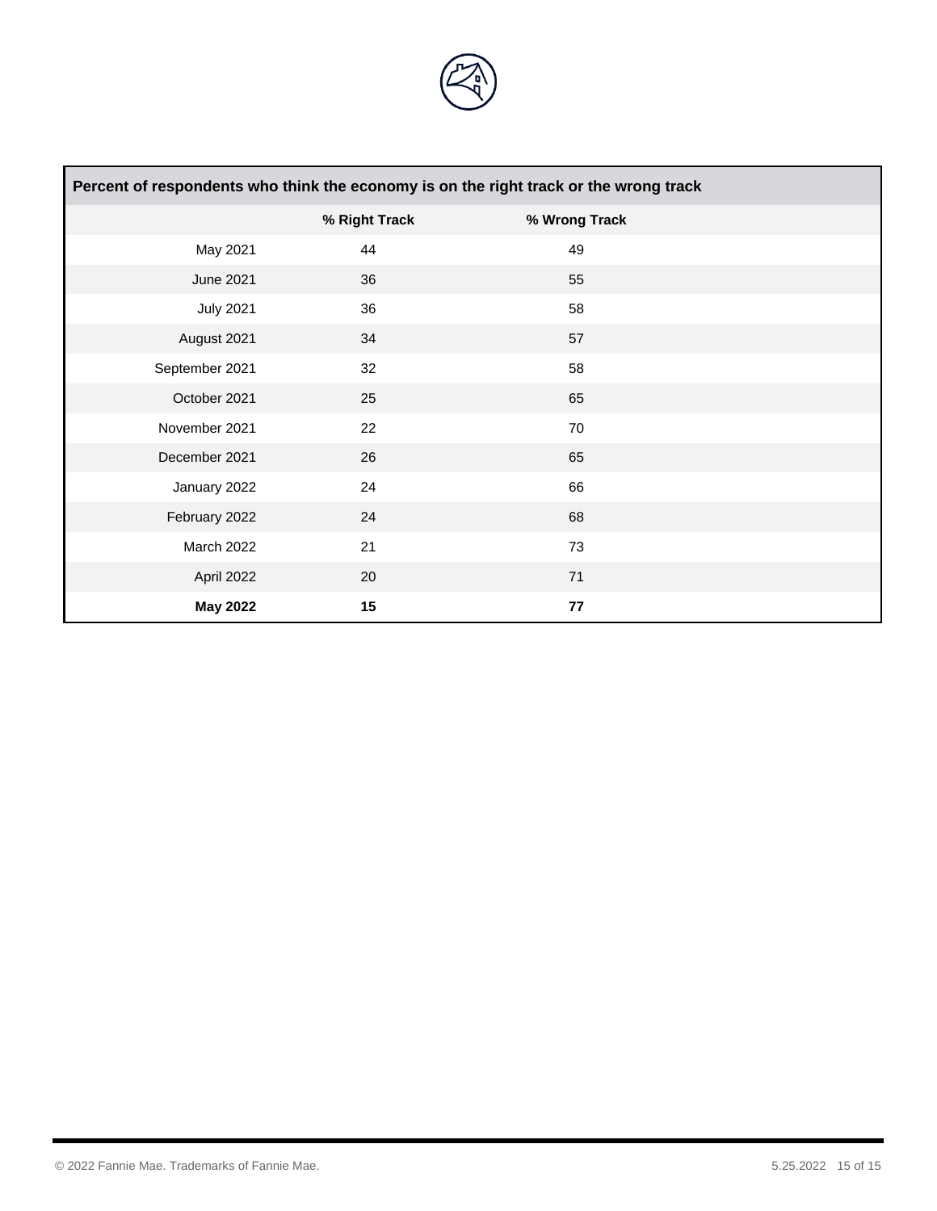| Percent of respondents who think the economy is on the right track or the wrong track | | |
| --- | --- | --- |
| | % Right Track | % Wrong Track |
| May 2021 | 44 | 49 |
| June 2021 | 36 | 55 |
| July 2021 | 36 | 58 |
| August 2021 | 34 | 57 |
| September 2021 | 32 | 58 |
| October 2021 | 25 | 65 |
| November 2021 | 22 | 70 |
| December 2021 | 26 | 65 |
| January 2022 | 24 | 66 |
| February 2022 | 24 | 68 |
| March 2022 | 21 | 73 |
| April 2022 | 20 | 71 |
| **May 2022** | **15** | **77** |